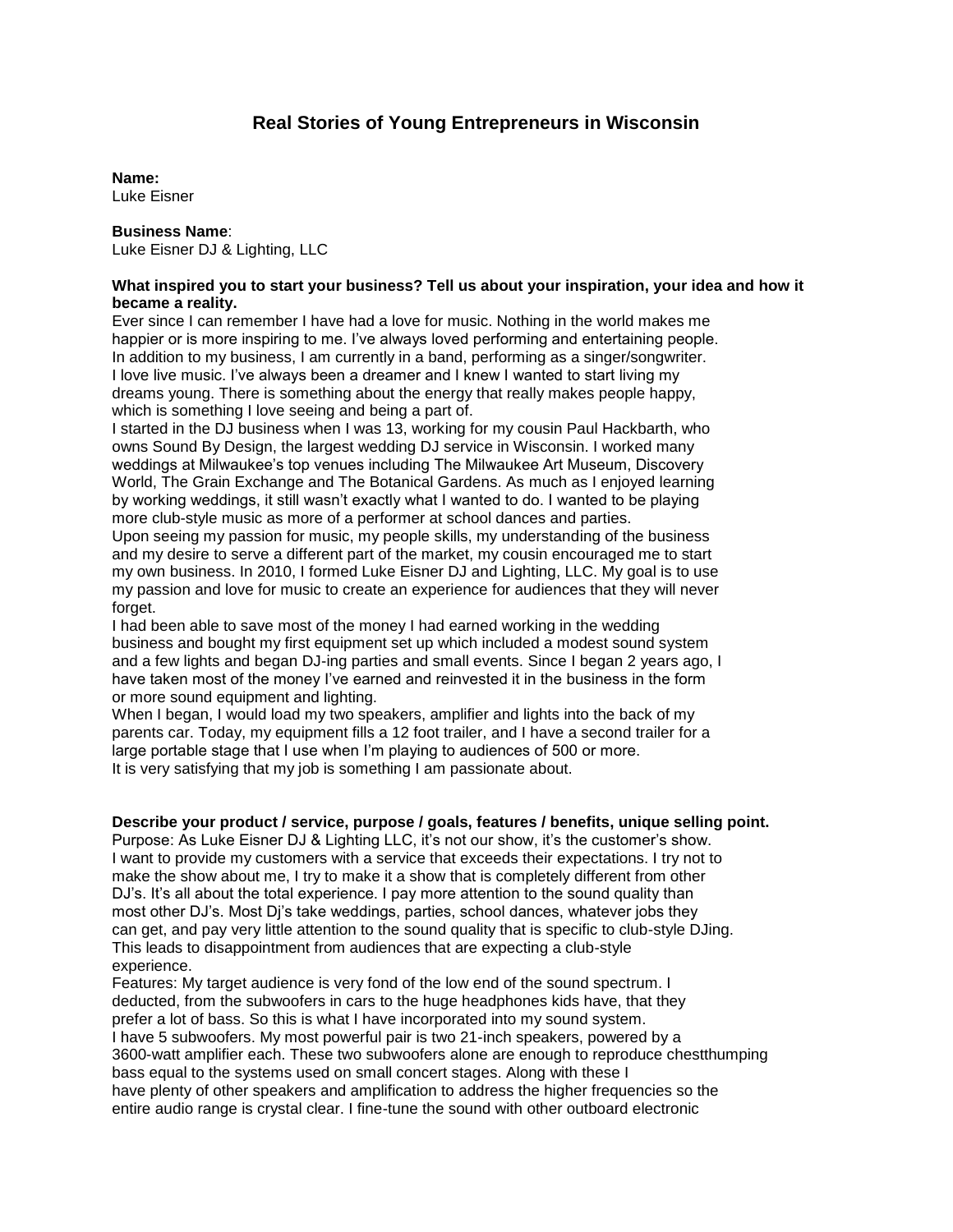# Real Stories of Young Entrepreneurs in Wisconsin

**Name:**
Luke Eisner

**Business Name**:
Luke Eisner DJ & Lighting, LLC

**What inspired you to start your business? Tell us about your inspiration, your idea and how it became a reality.**

Ever since I can remember I have had a love for music. Nothing in the world makes me happier or is more inspiring to me. I've always loved performing and entertaining people. In addition to my business, I am currently in a band, performing as a singer/songwriter. I love live music. I've always been a dreamer and I knew I wanted to start living my dreams young. There is something about the energy that really makes people happy, which is something I love seeing and being a part of.

I started in the DJ business when I was 13, working for my cousin Paul Hackbarth, who owns Sound By Design, the largest wedding DJ service in Wisconsin. I worked many weddings at Milwaukee's top venues including The Milwaukee Art Museum, Discovery World, The Grain Exchange and The Botanical Gardens. As much as I enjoyed learning by working weddings, it still wasn't exactly what I wanted to do. I wanted to be playing more club-style music as more of a performer at school dances and parties.

Upon seeing my passion for music, my people skills, my understanding of the business and my desire to serve a different part of the market, my cousin encouraged me to start my own business. In 2010, I formed Luke Eisner DJ and Lighting, LLC. My goal is to use my passion and love for music to create an experience for audiences that they will never forget.

I had been able to save most of the money I had earned working in the wedding business and bought my first equipment set up which included a modest sound system and a few lights and began DJ-ing parties and small events. Since I began 2 years ago, I have taken most of the money I've earned and reinvested it in the business in the form or more sound equipment and lighting.

When I began, I would load my two speakers, amplifier and lights into the back of my parents car. Today, my equipment fills a 12 foot trailer, and I have a second trailer for a large portable stage that I use when I'm playing to audiences of 500 or more.

It is very satisfying that my job is something I am passionate about.

**Describe your product / service, purpose / goals, features / benefits, unique selling point.**

Purpose: As Luke Eisner DJ & Lighting LLC, it's not our show, it's the customer's show. I want to provide my customers with a service that exceeds their expectations. I try not to make the show about me, I try to make it a show that is completely different from other DJ's. It's all about the total experience. I pay more attention to the sound quality than most other DJ's. Most Dj's take weddings, parties, school dances, whatever jobs they can get, and pay very little attention to the sound quality that is specific to club-style DJing. This leads to disappointment from audiences that are expecting a club-style experience.

Features: My target audience is very fond of the low end of the sound spectrum. I deducted, from the subwoofers in cars to the huge headphones kids have, that they prefer a lot of bass. So this is what I have incorporated into my sound system.

I have 5 subwoofers. My most powerful pair is two 21-inch speakers, powered by a 3600-watt amplifier each. These two subwoofers alone are enough to reproduce chestthumping bass equal to the systems used on small concert stages. Along with these I have plenty of other speakers and amplification to address the higher frequencies so the entire audio range is crystal clear. I fine-tune the sound with other outboard electronic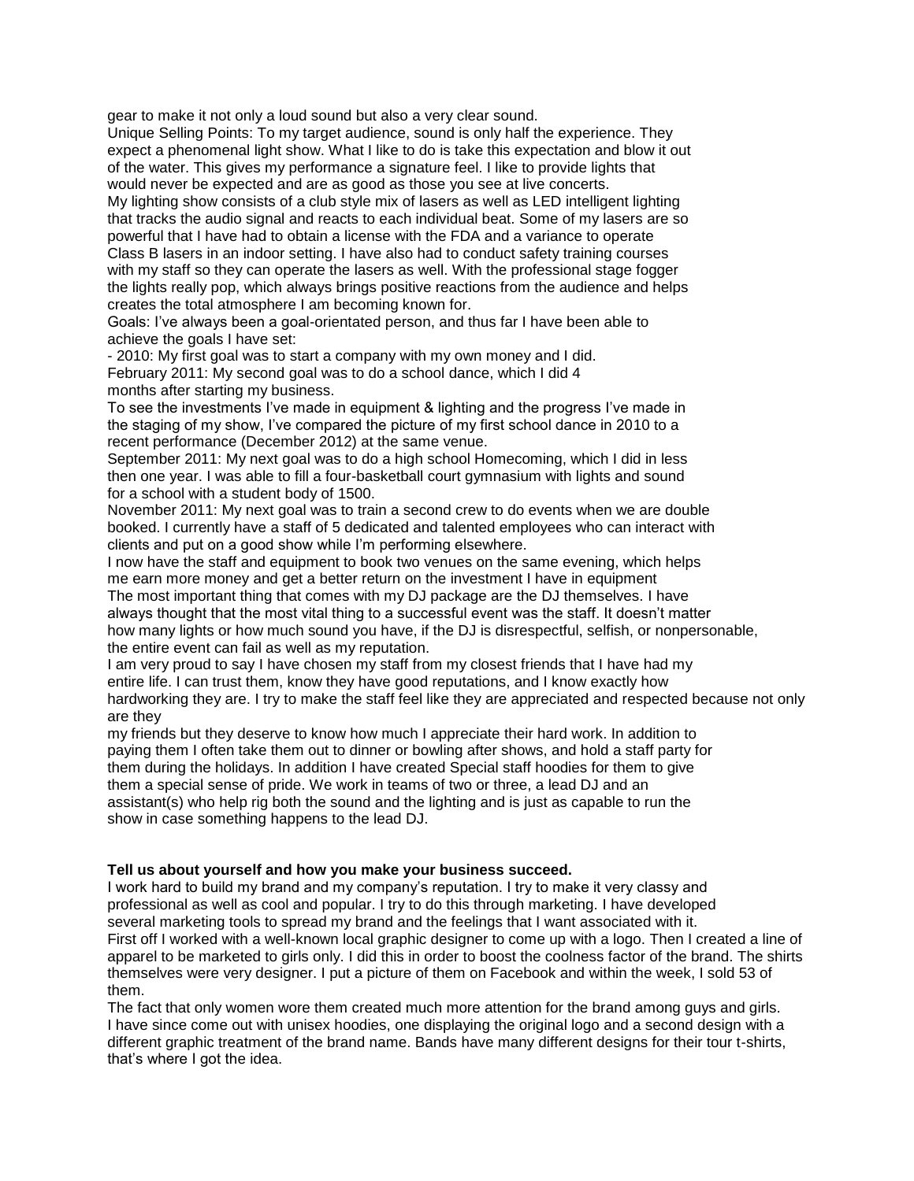gear to make it not only a loud sound but also a very clear sound.

Unique Selling Points: To my target audience, sound is only half the experience. They expect a phenomenal light show. What I like to do is take this expectation and blow it out of the water. This gives my performance a signature feel. I like to provide lights that would never be expected and are as good as those you see at live concerts.

My lighting show consists of a club style mix of lasers as well as LED intelligent lighting that tracks the audio signal and reacts to each individual beat. Some of my lasers are so powerful that I have had to obtain a license with the FDA and a variance to operate Class B lasers in an indoor setting. I have also had to conduct safety training courses with my staff so they can operate the lasers as well. With the professional stage fogger the lights really pop, which always brings positive reactions from the audience and helps creates the total atmosphere I am becoming known for.

Goals: I've always been a goal-orientated person, and thus far I have been able to achieve the goals I have set:

- 2010: My first goal was to start a company with my own money and I did.

February 2011: My second goal was to do a school dance, which I did 4 months after starting my business.

To see the investments I've made in equipment & lighting and the progress I've made in the staging of my show, I've compared the picture of my first school dance in 2010 to a recent performance (December 2012) at the same venue.

September 2011: My next goal was to do a high school Homecoming, which I did in less then one year. I was able to fill a four-basketball court gymnasium with lights and sound for a school with a student body of 1500.

November 2011: My next goal was to train a second crew to do events when we are double booked. I currently have a staff of 5 dedicated and talented employees who can interact with clients and put on a good show while I'm performing elsewhere.

I now have the staff and equipment to book two venues on the same evening, which helps me earn more money and get a better return on the investment I have in equipment

The most important thing that comes with my DJ package are the DJ themselves. I have always thought that the most vital thing to a successful event was the staff. It doesn't matter how many lights or how much sound you have, if the DJ is disrespectful, selfish, or nonpersonable, the entire event can fail as well as my reputation.

I am very proud to say I have chosen my staff from my closest friends that I have had my entire life. I can trust them, know they have good reputations, and I know exactly how hardworking they are. I try to make the staff feel like they are appreciated and respected because not only are they my friends but they deserve to know how much I appreciate their hard work. In addition to paying them I often take them out to dinner or bowling after shows, and hold a staff party for them during the holidays. In addition I have created Special staff hoodies for them to give them a special sense of pride. We work in teams of two or three, a lead DJ and an assistant(s) who help rig both the sound and the lighting and is just as capable to run the show in case something happens to the lead DJ.

**Tell us about yourself and how you make your business succeed.**

I work hard to build my brand and my company's reputation. I try to make it very classy and professional as well as cool and popular. I try to do this through marketing. I have developed several marketing tools to spread my brand and the feelings that I want associated with it.

First off I worked with a well-known local graphic designer to come up with a logo. Then I created a line of apparel to be marketed to girls only. I did this in order to boost the coolness factor of the brand. The shirts themselves were very designer. I put a picture of them on Facebook and within the week, I sold 53 of them.

The fact that only women wore them created much more attention for the brand among guys and girls. I have since come out with unisex hoodies, one displaying the original logo and a second design with a different graphic treatment of the brand name. Bands have many different designs for their tour t-shirts, that's where I got the idea.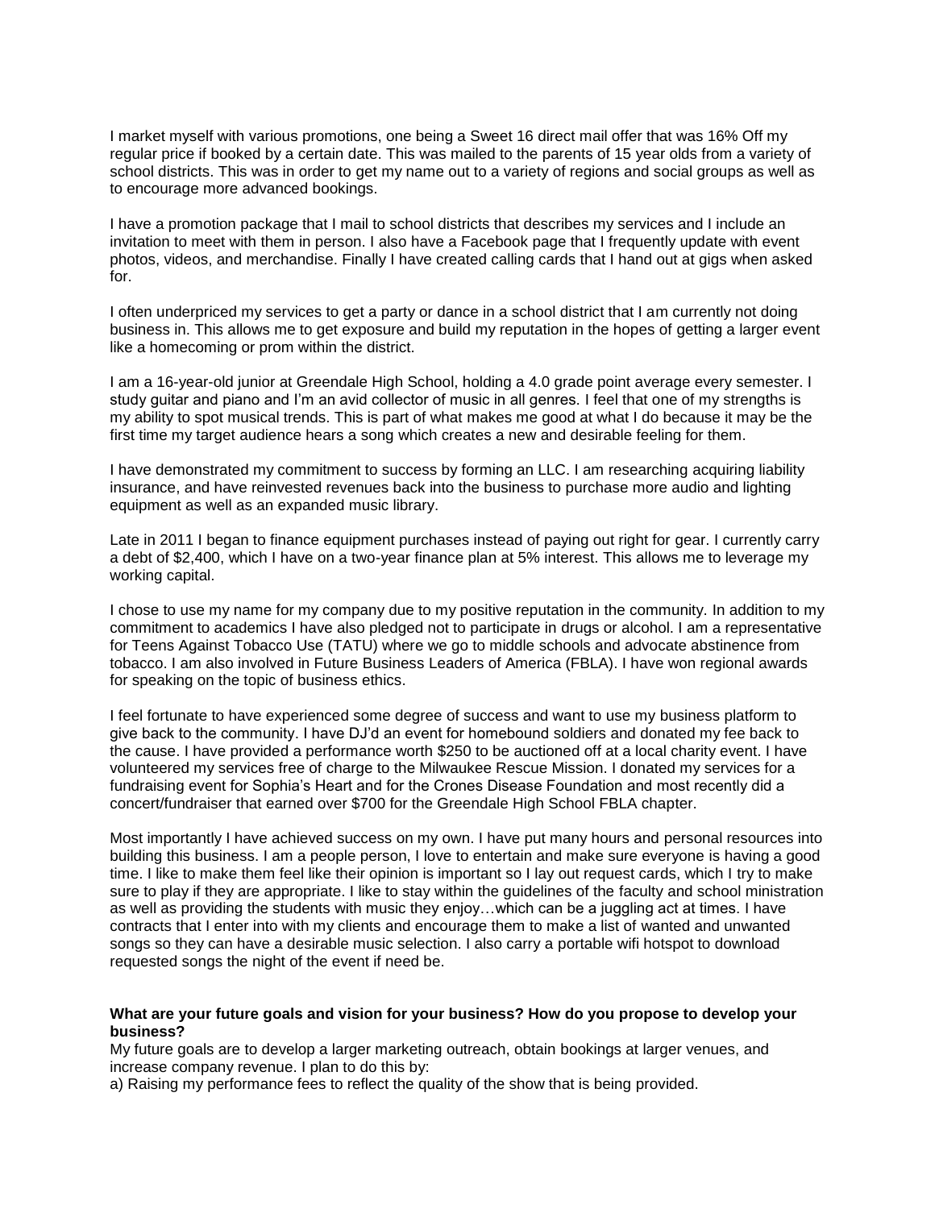I market myself with various promotions, one being a Sweet 16 direct mail offer that was 16% Off my regular price if booked by a certain date. This was mailed to the parents of 15 year olds from a variety of school districts. This was in order to get my name out to a variety of regions and social groups as well as to encourage more advanced bookings.

I have a promotion package that I mail to school districts that describes my services and I include an invitation to meet with them in person. I also have a Facebook page that I frequently update with event photos, videos, and merchandise. Finally I have created calling cards that I hand out at gigs when asked for.

I often underpriced my services to get a party or dance in a school district that I am currently not doing business in. This allows me to get exposure and build my reputation in the hopes of getting a larger event like a homecoming or prom within the district.

I am a 16-year-old junior at Greendale High School, holding a 4.0 grade point average every semester. I study guitar and piano and I'm an avid collector of music in all genres. I feel that one of my strengths is my ability to spot musical trends. This is part of what makes me good at what I do because it may be the first time my target audience hears a song which creates a new and desirable feeling for them.

I have demonstrated my commitment to success by forming an LLC. I am researching acquiring liability insurance, and have reinvested revenues back into the business to purchase more audio and lighting equipment as well as an expanded music library.

Late in 2011 I began to finance equipment purchases instead of paying out right for gear. I currently carry a debt of $2,400, which I have on a two-year finance plan at 5% interest. This allows me to leverage my working capital.

I chose to use my name for my company due to my positive reputation in the community. In addition to my commitment to academics I have also pledged not to participate in drugs or alcohol. I am a representative for Teens Against Tobacco Use (TATU) where we go to middle schools and advocate abstinence from tobacco. I am also involved in Future Business Leaders of America (FBLA). I have won regional awards for speaking on the topic of business ethics.

I feel fortunate to have experienced some degree of success and want to use my business platform to give back to the community. I have DJ'd an event for homebound soldiers and donated my fee back to the cause. I have provided a performance worth $250 to be auctioned off at a local charity event. I have volunteered my services free of charge to the Milwaukee Rescue Mission. I donated my services for a fundraising event for Sophia's Heart and for the Crones Disease Foundation and most recently did a concert/fundraiser that earned over $700 for the Greendale High School FBLA chapter.

Most importantly I have achieved success on my own. I have put many hours and personal resources into building this business. I am a people person, I love to entertain and make sure everyone is having a good time. I like to make them feel like their opinion is important so I lay out request cards, which I try to make sure to play if they are appropriate. I like to stay within the guidelines of the faculty and school ministration as well as providing the students with music they enjoy…which can be a juggling act at times. I have contracts that I enter into with my clients and encourage them to make a list of wanted and unwanted songs so they can have a desirable music selection. I also carry a portable wifi hotspot to download requested songs the night of the event if need be.

**What are your future goals and vision for your business? How do you propose to develop your business?**

My future goals are to develop a larger marketing outreach, obtain bookings at larger venues, and increase company revenue. I plan to do this by:

a) Raising my performance fees to reflect the quality of the show that is being provided.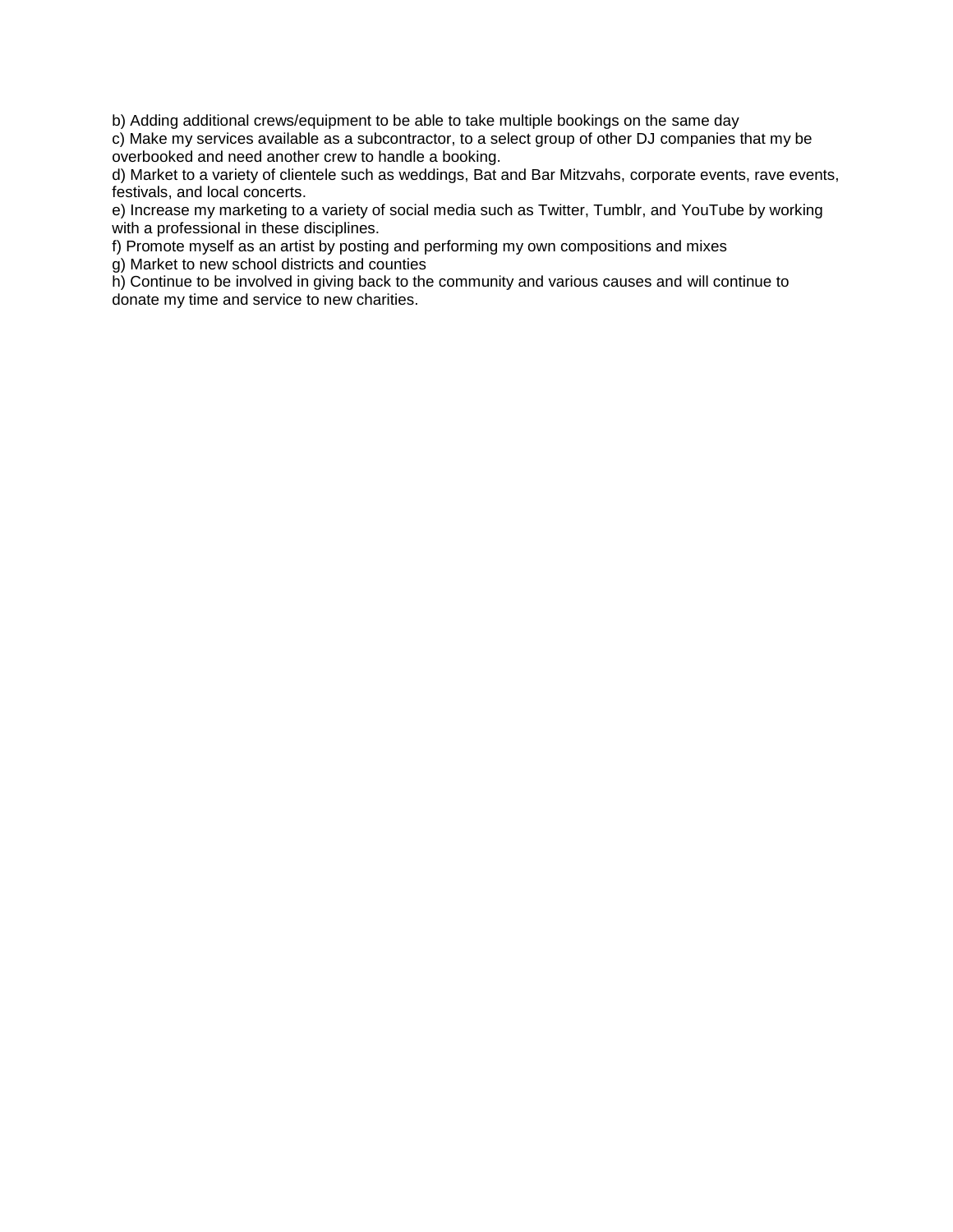b) Adding additional crews/equipment to be able to take multiple bookings on the same day
c) Make my services available as a subcontractor, to a select group of other DJ companies that my be overbooked and need another crew to handle a booking.
d) Market to a variety of clientele such as weddings, Bat and Bar Mitzvahs, corporate events, rave events, festivals, and local concerts.
e) Increase my marketing to a variety of social media such as Twitter, Tumblr, and YouTube by working with a professional in these disciplines.
f) Promote myself as an artist by posting and performing my own compositions and mixes
g) Market to new school districts and counties
h) Continue to be involved in giving back to the community and various causes and will continue to donate my time and service to new charities.